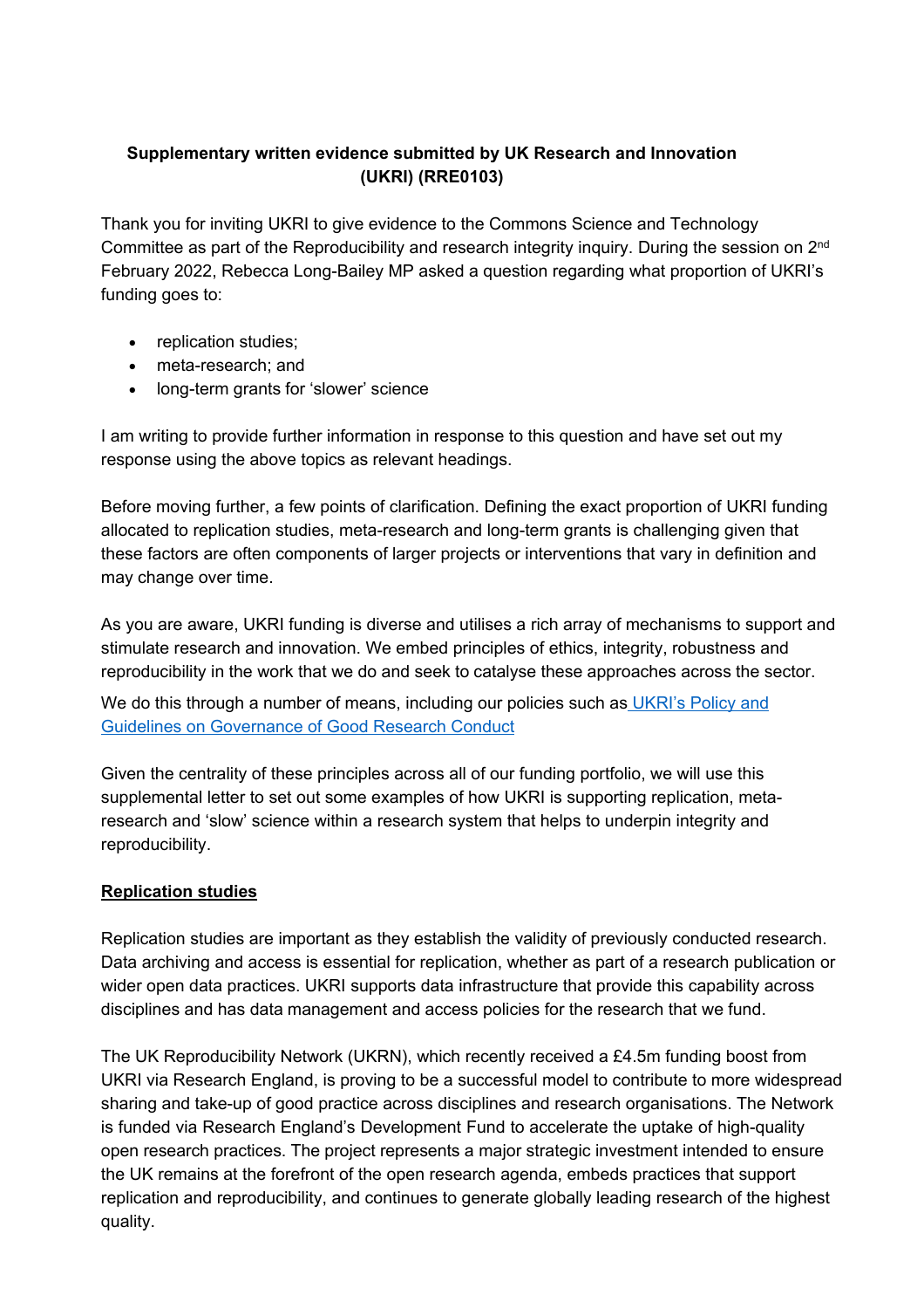**Supplementary written evidence submitted by UK Research and Innovation (UKRI) (RRE0103)**

Thank you for inviting UKRI to give evidence to the Commons Science and Technology Committee as part of the Reproducibility and research integrity inquiry. During the session on 2nd February 2022, Rebecca Long-Bailey MP asked a question regarding what proportion of UKRI's funding goes to:

- replication studies;
- meta-research; and
- long-term grants for 'slower' science

I am writing to provide further information in response to this question and have set out my response using the above topics as relevant headings.

Before moving further, a few points of clarification. Defining the exact proportion of UKRI funding allocated to replication studies, meta-research and long-term grants is challenging given that these factors are often components of larger projects or interventions that vary in definition and may change over time.

As you are aware, UKRI funding is diverse and utilises a rich array of mechanisms to support and stimulate research and innovation. We embed principles of ethics, integrity, robustness and reproducibility in the work that we do and seek to catalyse these approaches across the sector.

We do this through a number of means, including our policies such as UKRI's Policy and Guidelines on Governance of Good Research Conduct

Given the centrality of these principles across all of our funding portfolio, we will use this supplemental letter to set out some examples of how UKRI is supporting replication, meta-research and 'slow' science within a research system that helps to underpin integrity and reproducibility.

**Replication studies**

Replication studies are important as they establish the validity of previously conducted research. Data archiving and access is essential for replication, whether as part of a research publication or wider open data practices. UKRI supports data infrastructure that provide this capability across disciplines and has data management and access policies for the research that we fund.

The UK Reproducibility Network (UKRN), which recently received a £4.5m funding boost from UKRI via Research England, is proving to be a successful model to contribute to more widespread sharing and take-up of good practice across disciplines and research organisations. The Network is funded via Research England's Development Fund to accelerate the uptake of high-quality open research practices. The project represents a major strategic investment intended to ensure the UK remains at the forefront of the open research agenda, embeds practices that support replication and reproducibility, and continues to generate globally leading research of the highest quality.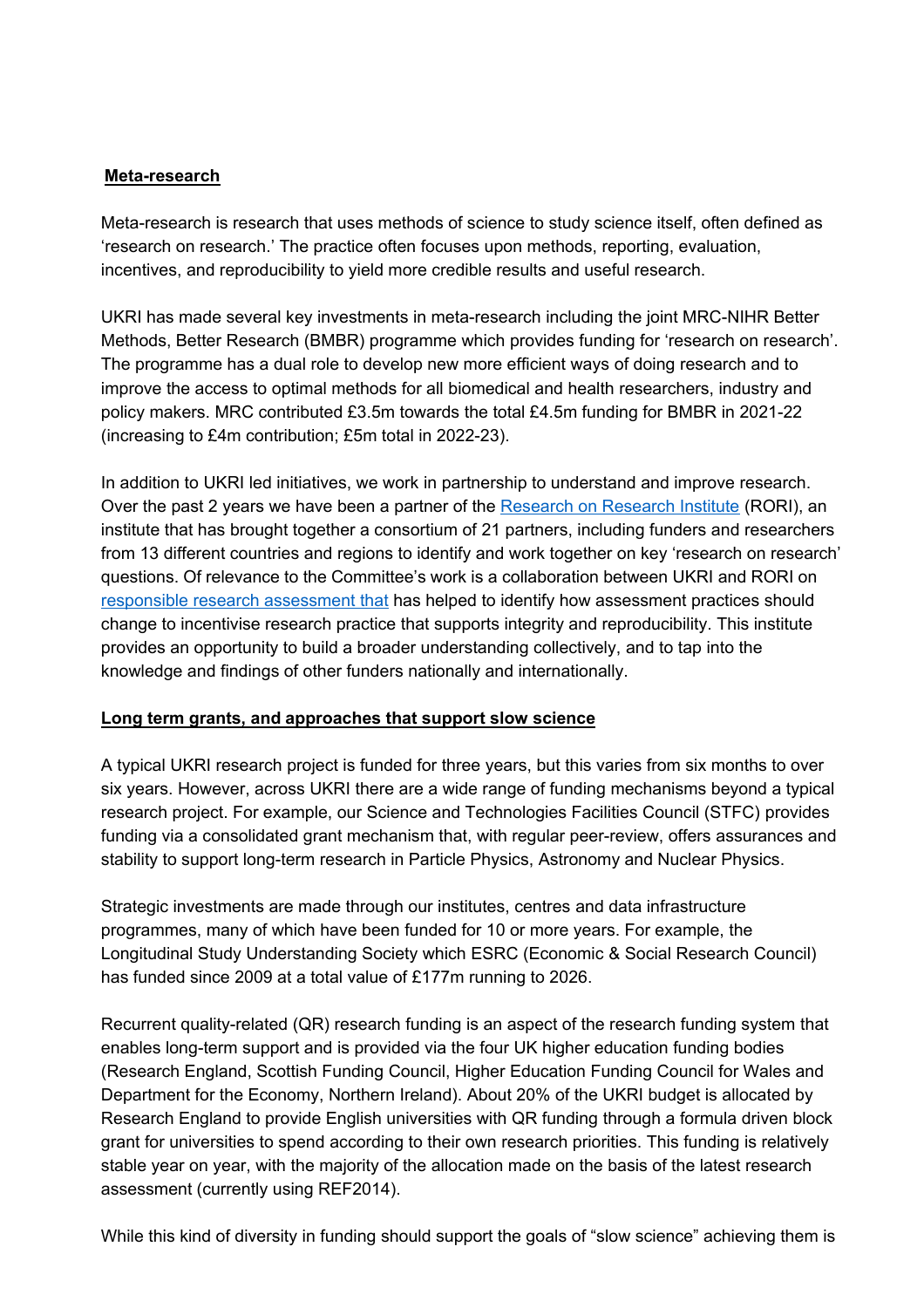**Meta-research**

Meta-research is research that uses methods of science to study science itself, often defined as 'research on research.' The practice often focuses upon methods, reporting, evaluation, incentives, and reproducibility to yield more credible results and useful research.

UKRI has made several key investments in meta-research including the joint MRC-NIHR Better Methods, Better Research (BMBR) programme which provides funding for 'research on research'. The programme has a dual role to develop new more efficient ways of doing research and to improve the access to optimal methods for all biomedical and health researchers, industry and policy makers. MRC contributed £3.5m towards the total £4.5m funding for BMBR in 2021-22 (increasing to £4m contribution; £5m total in 2022-23).

In addition to UKRI led initiatives, we work in partnership to understand and improve research. Over the past 2 years we have been a partner of the Research on Research Institute (RORI), an institute that has brought together a consortium of 21 partners, including funders and researchers from 13 different countries and regions to identify and work together on key 'research on research' questions. Of relevance to the Committee's work is a collaboration between UKRI and RORI on responsible research assessment that has helped to identify how assessment practices should change to incentivise research practice that supports integrity and reproducibility. This institute provides an opportunity to build a broader understanding collectively, and to tap into the knowledge and findings of other funders nationally and internationally.

**Long term grants, and approaches that support slow science**

A typical UKRI research project is funded for three years, but this varies from six months to over six years. However, across UKRI there are a wide range of funding mechanisms beyond a typical research project. For example, our Science and Technologies Facilities Council (STFC) provides funding via a consolidated grant mechanism that, with regular peer-review, offers assurances and stability to support long-term research in Particle Physics, Astronomy and Nuclear Physics.

Strategic investments are made through our institutes, centres and data infrastructure programmes, many of which have been funded for 10 or more years. For example, the Longitudinal Study Understanding Society which ESRC (Economic & Social Research Council) has funded since 2009 at a total value of £177m running to 2026.

Recurrent quality-related (QR) research funding is an aspect of the research funding system that enables long-term support and is provided via the four UK higher education funding bodies (Research England, Scottish Funding Council, Higher Education Funding Council for Wales and Department for the Economy, Northern Ireland). About 20% of the UKRI budget is allocated by Research England to provide English universities with QR funding through a formula driven block grant for universities to spend according to their own research priorities. This funding is relatively stable year on year, with the majority of the allocation made on the basis of the latest research assessment (currently using REF2014).

While this kind of diversity in funding should support the goals of "slow science" achieving them is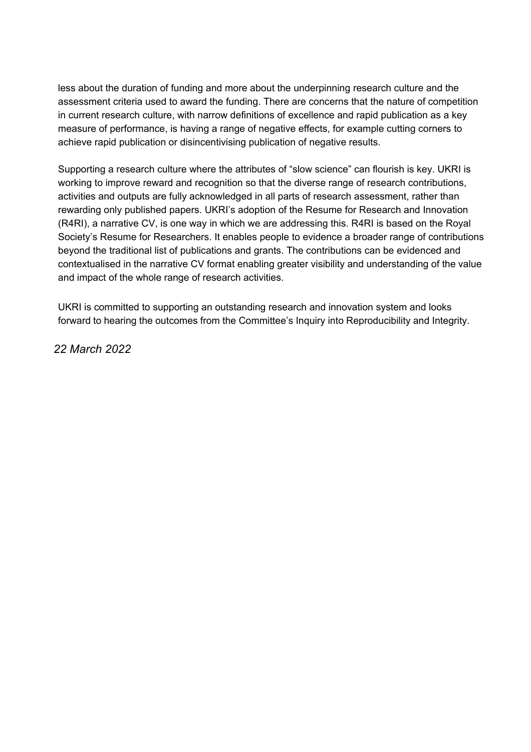less about the duration of funding and more about the underpinning research culture and the assessment criteria used to award the funding. There are concerns that the nature of competition in current research culture, with narrow definitions of excellence and rapid publication as a key measure of performance, is having a range of negative effects, for example cutting corners to achieve rapid publication or disincentivising publication of negative results.

Supporting a research culture where the attributes of “slow science” can flourish is key. UKRI is working to improve reward and recognition so that the diverse range of research contributions, activities and outputs are fully acknowledged in all parts of research assessment, rather than rewarding only published papers. UKRI’s adoption of the Resume for Research and Innovation (R4RI), a narrative CV, is one way in which we are addressing this. R4RI is based on the Royal Society’s Resume for Researchers. It enables people to evidence a broader range of contributions beyond the traditional list of publications and grants. The contributions can be evidenced and contextualised in the narrative CV format enabling greater visibility and understanding of the value and impact of the whole range of research activities.

UKRI is committed to supporting an outstanding research and innovation system and looks forward to hearing the outcomes from the Committee’s Inquiry into Reproducibility and Integrity.

*22 March 2022*